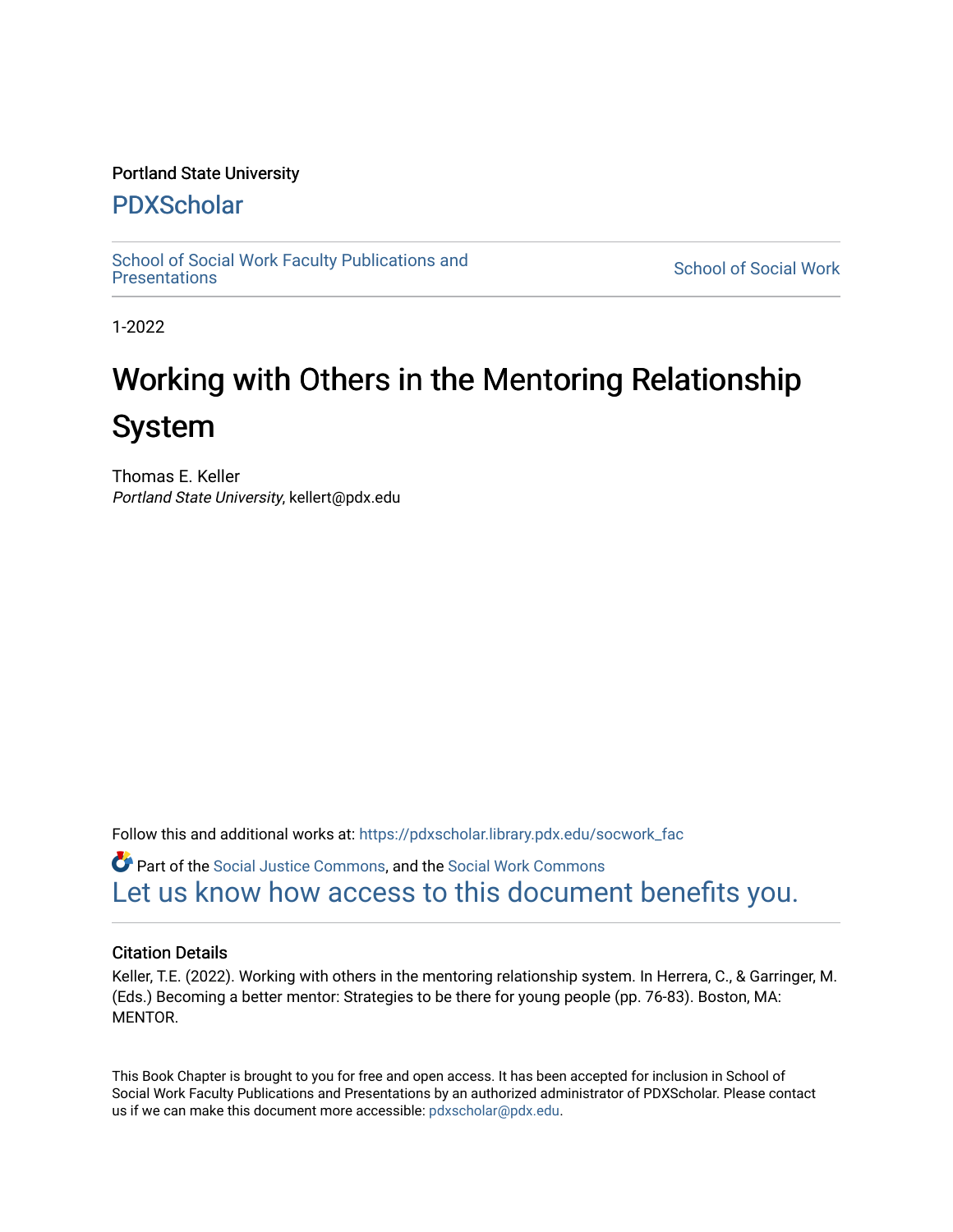Portland State University

# PDXScholar

School of Social Work Faculty Publications and Presentations

School of Social Work

1-2022

# Working with Others in the Mentoring Relationship System

Thomas E. Keller
*Portland State University*, kellert@pdx.edu

Follow this and additional works at: https://pdxscholar.library.pdx.edu/socwork_fac

Part of the Social Justice Commons, and the Social Work Commons

Let us know how access to this document benefits you.

## Citation Details

Keller, T.E. (2022). Working with others in the mentoring relationship system. In Herrera, C., & Garringer, M. (Eds.) Becoming a better mentor: Strategies to be there for young people (pp. 76-83). Boston, MA: MENTOR.

This Book Chapter is brought to you for free and open access. It has been accepted for inclusion in School of Social Work Faculty Publications and Presentations by an authorized administrator of PDXScholar. Please contact us if we can make this document more accessible: pdxscholar@pdx.edu.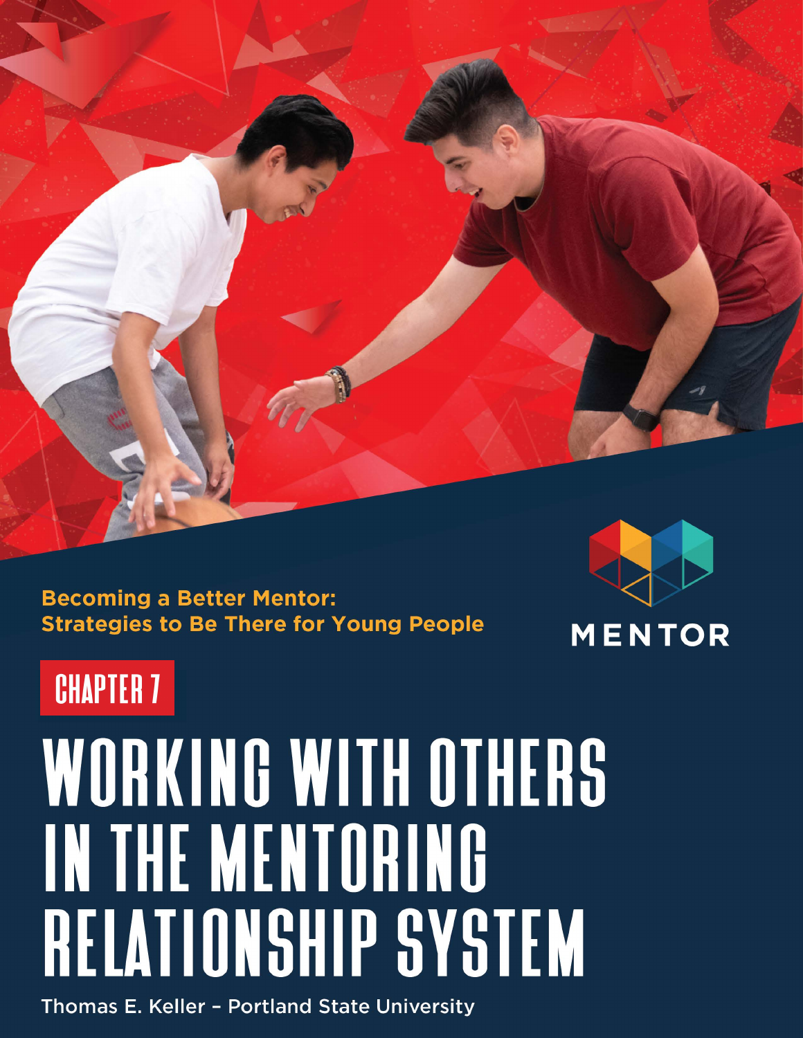Becoming a Better Mentor: Strategies to Be There for Young People

MENTOR

CHAPTER 7

# WORKING WITH OTHERS IN THE MENTORING RELATIONSHIP SYSTEM

Thomas E. Keller – Portland State University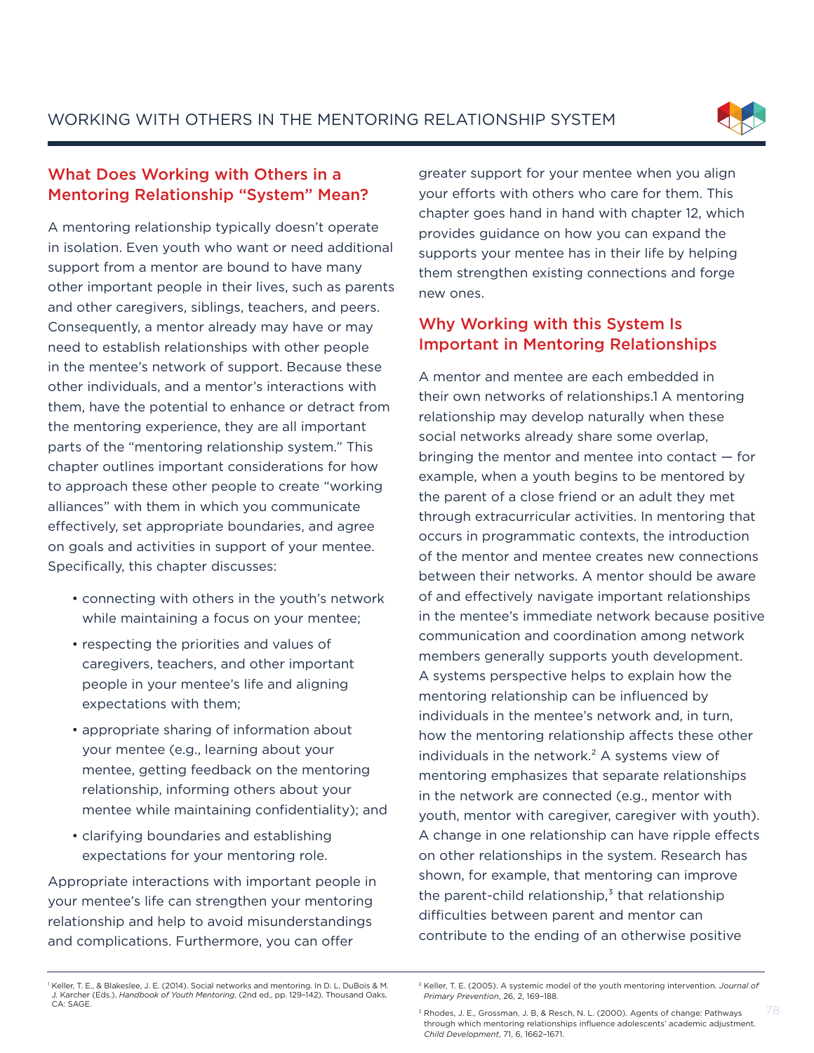## What Does Working with Others in a Mentoring Relationship "System" Mean?

A mentoring relationship typically doesn't operate in isolation. Even youth who want or need additional support from a mentor are bound to have many other important people in their lives, such as parents and other caregivers, siblings, teachers, and peers. Consequently, a mentor already may have or may need to establish relationships with other people in the mentee's network of support. Because these other individuals, and a mentor's interactions with them, have the potential to enhance or detract from the mentoring experience, they are all important parts of the "mentoring relationship system." This chapter outlines important considerations for how to approach these other people to create "working alliances" with them in which you communicate effectively, set appropriate boundaries, and agree on goals and activities in support of your mentee. Specifically, this chapter discusses:

- connecting with others in the youth's network while maintaining a focus on your mentee;
- respecting the priorities and values of caregivers, teachers, and other important people in your mentee's life and aligning expectations with them;
- appropriate sharing of information about your mentee (e.g., learning about your mentee, getting feedback on the mentoring relationship, informing others about your mentee while maintaining confidentiality); and
- clarifying boundaries and establishing expectations for your mentoring role.

Appropriate interactions with important people in your mentee's life can strengthen your mentoring relationship and help to avoid misunderstandings and complications. Furthermore, you can offer greater support for your mentee when you align your efforts with others who care for them. This chapter goes hand in hand with chapter 12, which provides guidance on how you can expand the supports your mentee has in their life by helping them strengthen existing connections and forge new ones.

## Why Working with this System Is Important in Mentoring Relationships

A mentor and mentee are each embedded in their own networks of relationships.1 A mentoring relationship may develop naturally when these social networks already share some overlap, bringing the mentor and mentee into contact — for example, when a youth begins to be mentored by the parent of a close friend or an adult they met through extracurricular activities. In mentoring that occurs in programmatic contexts, the introduction of the mentor and mentee creates new connections between their networks. A mentor should be aware of and effectively navigate important relationships in the mentee's immediate network because positive communication and coordination among network members generally supports youth development. A systems perspective helps to explain how the mentoring relationship can be influenced by individuals in the mentee's network and, in turn, how the mentoring relationship affects these other individuals in the network.[2] A systems view of mentoring emphasizes that separate relationships in the network are connected (e.g., mentor with youth, mentor with caregiver, caregiver with youth). A change in one relationship can have ripple effects on other relationships in the system. Research has shown, for example, that mentoring can improve the parent-child relationship,[3] that relationship difficulties between parent and mentor can contribute to the ending of an otherwise positive

---

[1] Keller, T. E., & Blakeslee, J. E. (2014). Social networks and mentoring. In D. L. DuBois & M. J. Karcher (Eds.), *Handbook of Youth Mentoring*, (2nd ed., pp. 129–142). Thousand Oaks, CA: SAGE.

[2] Keller, T. E. (2005). A systemic model of the youth mentoring intervention. *Journal of Primary Prevention*, 26, 2, 169–188.

[3] Rhodes, J. E., Grossman, J. B, & Resch, N. L. (2000). Agents of change: Pathways through which mentoring relationships influence adolescents' academic adjustment. *Child Development*, 71, 6, 1662–1671.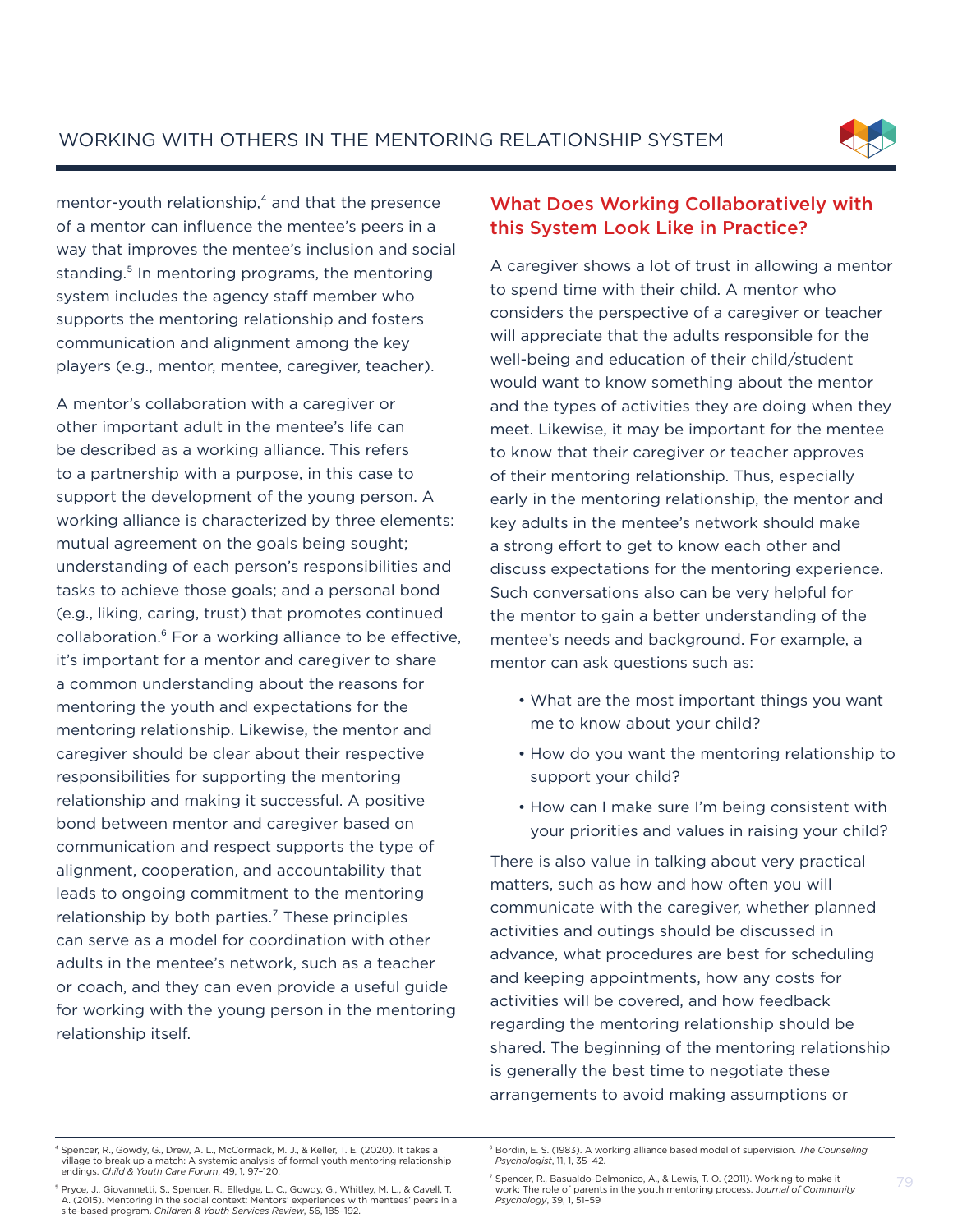mentor-youth relationship,[4] and that the presence of a mentor can influence the mentee's peers in a way that improves the mentee's inclusion and social standing.[5] In mentoring programs, the mentoring system includes the agency staff member who supports the mentoring relationship and fosters communication and alignment among the key players (e.g., mentor, mentee, caregiver, teacher).

A mentor's collaboration with a caregiver or other important adult in the mentee's life can be described as a working alliance. This refers to a partnership with a purpose, in this case to support the development of the young person. A working alliance is characterized by three elements: mutual agreement on the goals being sought; understanding of each person's responsibilities and tasks to achieve those goals; and a personal bond (e.g., liking, caring, trust) that promotes continued collaboration.[6] For a working alliance to be effective, it's important for a mentor and caregiver to share a common understanding about the reasons for mentoring the youth and expectations for the mentoring relationship. Likewise, the mentor and caregiver should be clear about their respective responsibilities for supporting the mentoring relationship and making it successful. A positive bond between mentor and caregiver based on communication and respect supports the type of alignment, cooperation, and accountability that leads to ongoing commitment to the mentoring relationship by both parties.[7] These principles can serve as a model for coordination with other adults in the mentee's network, such as a teacher or coach, and they can even provide a useful guide for working with the young person in the mentoring relationship itself.

## What Does Working Collaboratively with this System Look Like in Practice?

A caregiver shows a lot of trust in allowing a mentor to spend time with their child. A mentor who considers the perspective of a caregiver or teacher will appreciate that the adults responsible for the well-being and education of their child/student would want to know something about the mentor and the types of activities they are doing when they meet. Likewise, it may be important for the mentee to know that their caregiver or teacher approves of their mentoring relationship. Thus, especially early in the mentoring relationship, the mentor and key adults in the mentee's network should make a strong effort to get to know each other and discuss expectations for the mentoring experience. Such conversations also can be very helpful for the mentor to gain a better understanding of the mentee's needs and background. For example, a mentor can ask questions such as:

- What are the most important things you want me to know about your child?
- How do you want the mentoring relationship to support your child?
- How can I make sure I'm being consistent with your priorities and values in raising your child?

There is also value in talking about very practical matters, such as how and how often you will communicate with the caregiver, whether planned activities and outings should be discussed in advance, what procedures are best for scheduling and keeping appointments, how any costs for activities will be covered, and how feedback regarding the mentoring relationship should be shared. The beginning of the mentoring relationship is generally the best time to negotiate these arrangements to avoid making assumptions or

---

[4] Spencer, R., Gowdy, G., Drew, A. L., McCormack, M. J., & Keller, T. E. (2020). It takes a village to break up a match: A systemic analysis of formal youth mentoring relationship endings. *Child & Youth Care Forum*, 49, 1, 97–120.

[5] Pryce, J., Giovannetti, S., Spencer, R., Elledge, L. C., Gowdy, G., Whitley, M. L., & Cavell, T. A. (2015). Mentoring in the social context: Mentors' experiences with mentees' peers in a site-based program. *Children & Youth Services Review*, 56, 185–192.

[6] Bordin, E. S. (1983). A working alliance based model of supervision. *The Counseling Psychologist*, 11, 1, 35–42.

[7] Spencer, R., Basualdo-Delmonico, A., & Lewis, T. O. (2011). Working to make it work: The role of parents in the youth mentoring process. *Journal of Community Psychology*, 39, 1, 51–59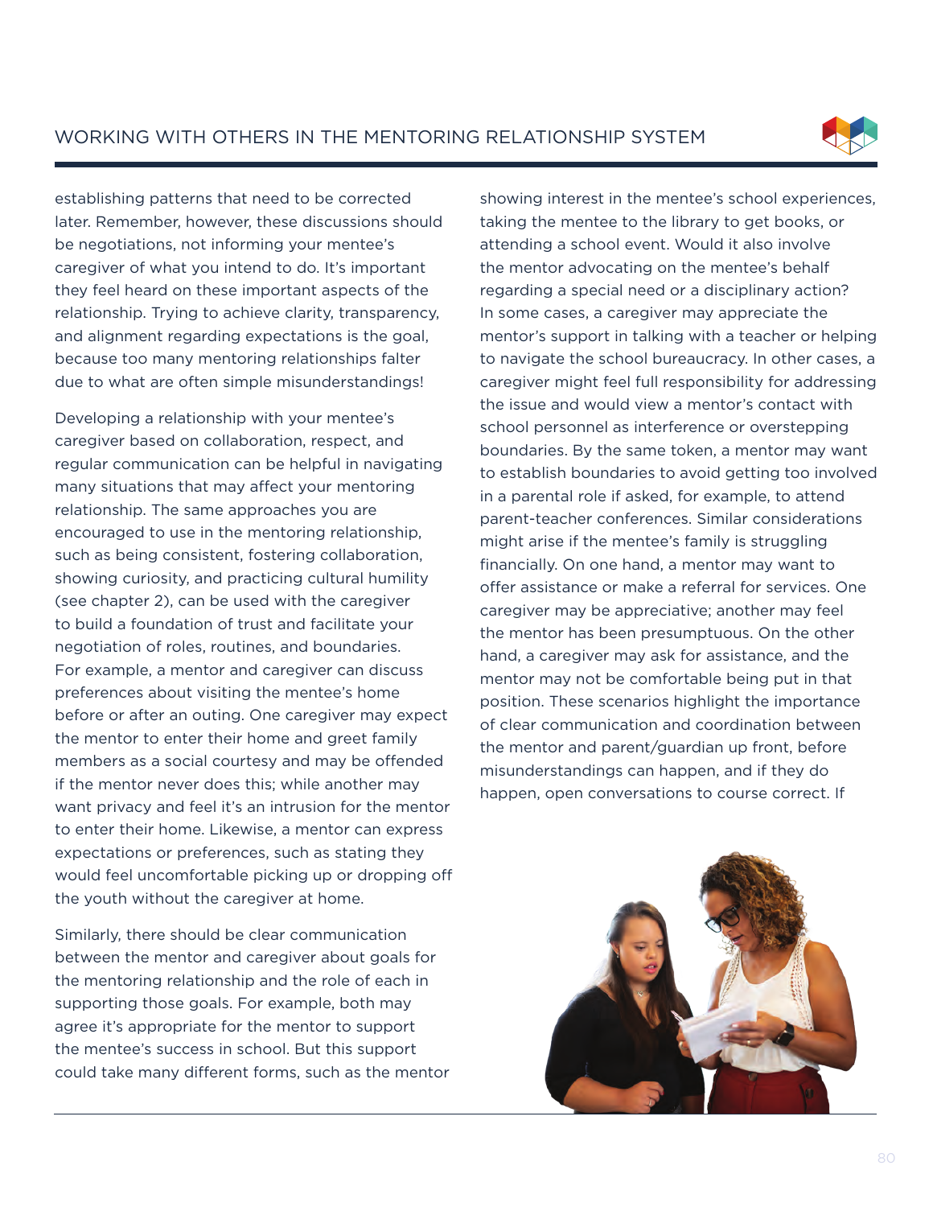establishing patterns that need to be corrected later. Remember, however, these discussions should be negotiations, not informing your mentee's caregiver of what you intend to do. It's important they feel heard on these important aspects of the relationship. Trying to achieve clarity, transparency, and alignment regarding expectations is the goal, because too many mentoring relationships falter due to what are often simple misunderstandings!

Developing a relationship with your mentee's caregiver based on collaboration, respect, and regular communication can be helpful in navigating many situations that may affect your mentoring relationship. The same approaches you are encouraged to use in the mentoring relationship, such as being consistent, fostering collaboration, showing curiosity, and practicing cultural humility (see chapter 2), can be used with the caregiver to build a foundation of trust and facilitate your negotiation of roles, routines, and boundaries. For example, a mentor and caregiver can discuss preferences about visiting the mentee's home before or after an outing. One caregiver may expect the mentor to enter their home and greet family members as a social courtesy and may be offended if the mentor never does this; while another may want privacy and feel it's an intrusion for the mentor to enter their home. Likewise, a mentor can express expectations or preferences, such as stating they would feel uncomfortable picking up or dropping off the youth without the caregiver at home.

Similarly, there should be clear communication between the mentor and caregiver about goals for the mentoring relationship and the role of each in supporting those goals. For example, both may agree it's appropriate for the mentor to support the mentee's success in school. But this support could take many different forms, such as the mentor showing interest in the mentee's school experiences, taking the mentee to the library to get books, or attending a school event. Would it also involve the mentor advocating on the mentee's behalf regarding a special need or a disciplinary action? In some cases, a caregiver may appreciate the mentor's support in talking with a teacher or helping to navigate the school bureaucracy. In other cases, a caregiver might feel full responsibility for addressing the issue and would view a mentor's contact with school personnel as interference or overstepping boundaries. By the same token, a mentor may want to establish boundaries to avoid getting too involved in a parental role if asked, for example, to attend parent-teacher conferences. Similar considerations might arise if the mentee's family is struggling financially. On one hand, a mentor may want to offer assistance or make a referral for services. One caregiver may be appreciative; another may feel the mentor has been presumptuous. On the other hand, a caregiver may ask for assistance, and the mentor may not be comfortable being put in that position. These scenarios highlight the importance of clear communication and coordination between the mentor and parent/guardian up front, before misunderstandings can happen, and if they do happen, open conversations to course correct. If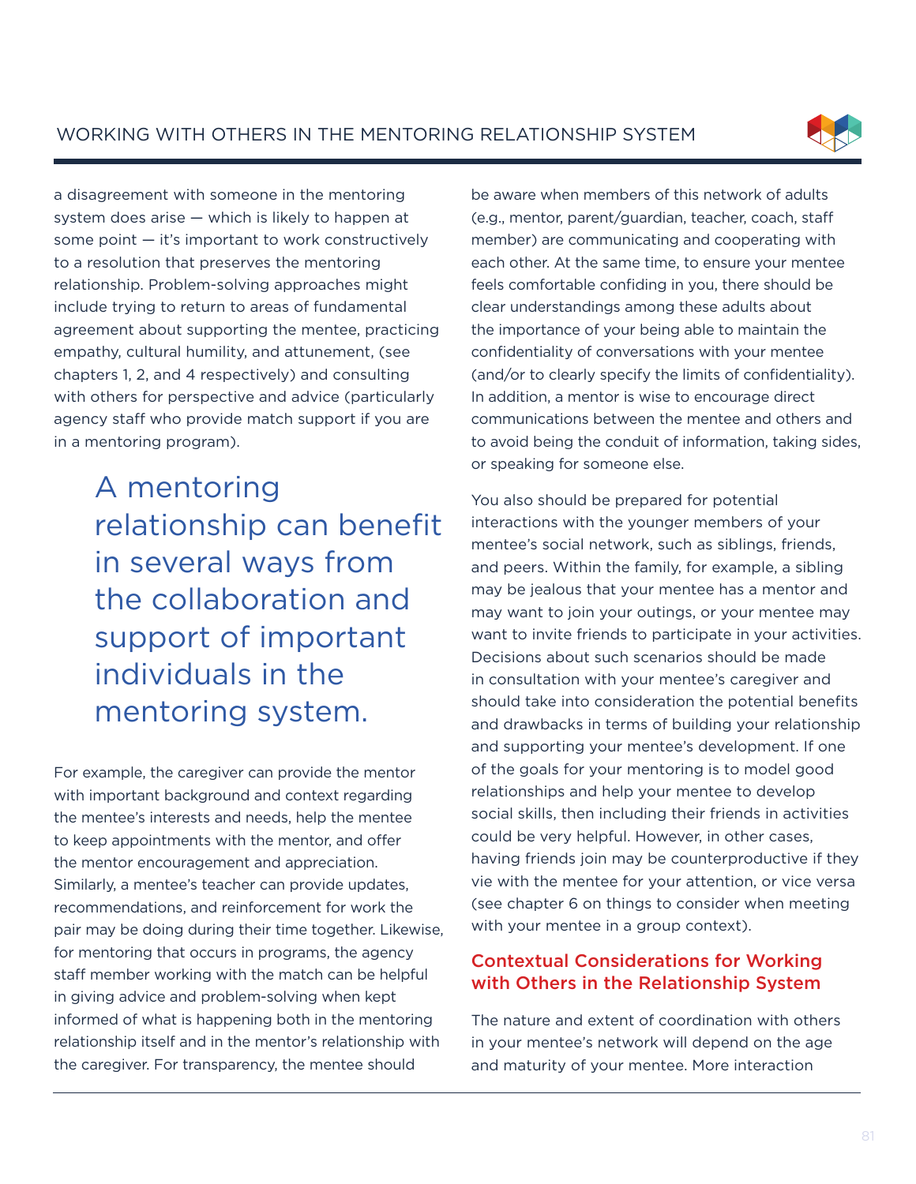a disagreement with someone in the mentoring system does arise — which is likely to happen at some point — it's important to work constructively to a resolution that preserves the mentoring relationship. Problem-solving approaches might include trying to return to areas of fundamental agreement about supporting the mentee, practicing empathy, cultural humility, and attunement, (see chapters 1, 2, and 4 respectively) and consulting with others for perspective and advice (particularly agency staff who provide match support if you are in a mentoring program).

> A mentoring relationship can benefit in several ways from the collaboration and support of important individuals in the mentoring system.

For example, the caregiver can provide the mentor with important background and context regarding the mentee's interests and needs, help the mentee to keep appointments with the mentor, and offer the mentor encouragement and appreciation. Similarly, a mentee's teacher can provide updates, recommendations, and reinforcement for work the pair may be doing during their time together. Likewise, for mentoring that occurs in programs, the agency staff member working with the match can be helpful in giving advice and problem-solving when kept informed of what is happening both in the mentoring relationship itself and in the mentor's relationship with the caregiver. For transparency, the mentee should be aware when members of this network of adults (e.g., mentor, parent/guardian, teacher, coach, staff member) are communicating and cooperating with each other. At the same time, to ensure your mentee feels comfortable confiding in you, there should be clear understandings among these adults about the importance of your being able to maintain the confidentiality of conversations with your mentee (and/or to clearly specify the limits of confidentiality). In addition, a mentor is wise to encourage direct communications between the mentee and others and to avoid being the conduit of information, taking sides, or speaking for someone else.

You also should be prepared for potential interactions with the younger members of your mentee's social network, such as siblings, friends, and peers. Within the family, for example, a sibling may be jealous that your mentee has a mentor and may want to join your outings, or your mentee may want to invite friends to participate in your activities. Decisions about such scenarios should be made in consultation with your mentee's caregiver and should take into consideration the potential benefits and drawbacks in terms of building your relationship and supporting your mentee's development. If one of the goals for your mentoring is to model good relationships and help your mentee to develop social skills, then including their friends in activities could be very helpful. However, in other cases, having friends join may be counterproductive if they vie with the mentee for your attention, or vice versa (see chapter 6 on things to consider when meeting with your mentee in a group context).

### Contextual Considerations for Working with Others in the Relationship System

The nature and extent of coordination with others in your mentee's network will depend on the age and maturity of your mentee. More interaction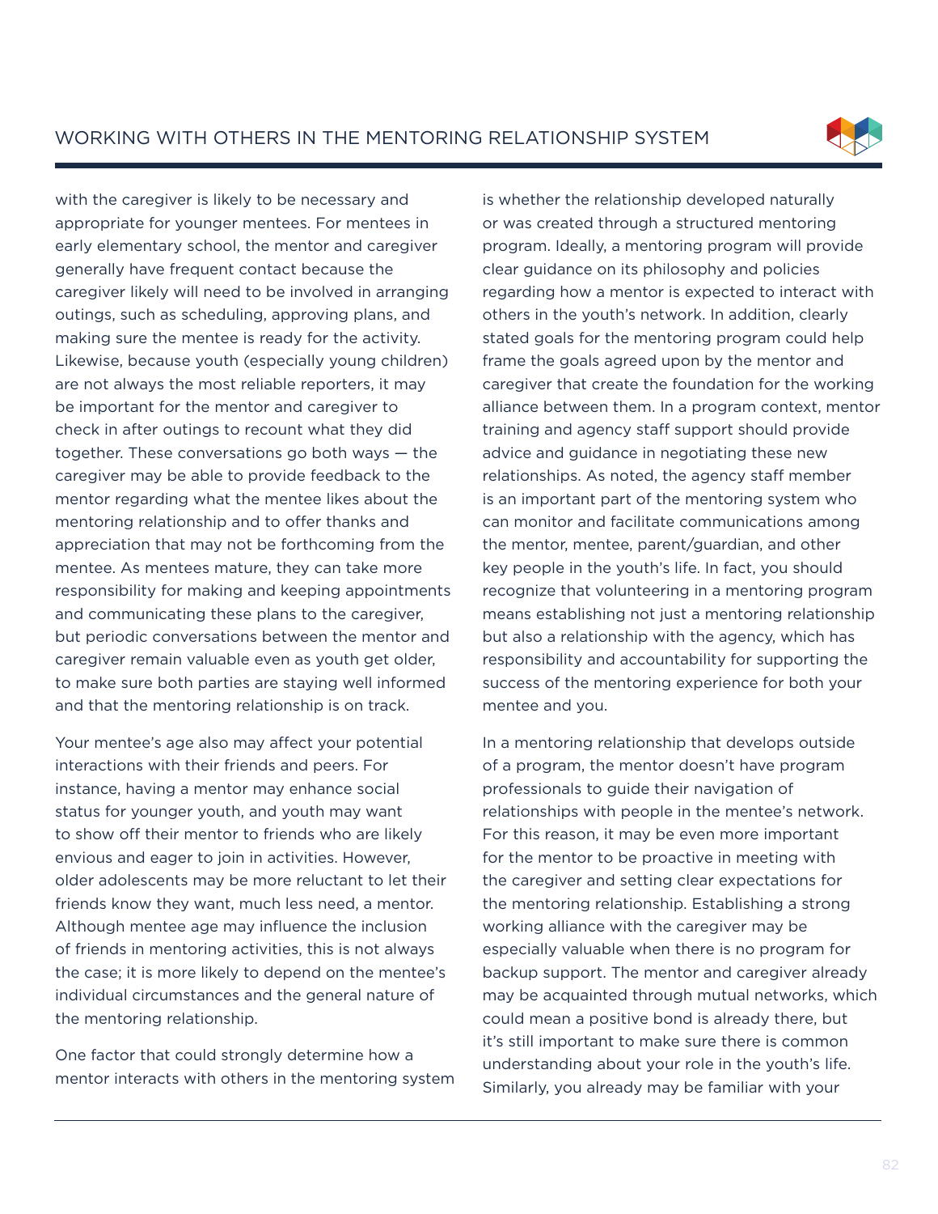with the caregiver is likely to be necessary and appropriate for younger mentees. For mentees in early elementary school, the mentor and caregiver generally have frequent contact because the caregiver likely will need to be involved in arranging outings, such as scheduling, approving plans, and making sure the mentee is ready for the activity. Likewise, because youth (especially young children) are not always the most reliable reporters, it may be important for the mentor and caregiver to check in after outings to recount what they did together. These conversations go both ways — the caregiver may be able to provide feedback to the mentor regarding what the mentee likes about the mentoring relationship and to offer thanks and appreciation that may not be forthcoming from the mentee. As mentees mature, they can take more responsibility for making and keeping appointments and communicating these plans to the caregiver, but periodic conversations between the mentor and caregiver remain valuable even as youth get older, to make sure both parties are staying well informed and that the mentoring relationship is on track.

Your mentee's age also may affect your potential interactions with their friends and peers. For instance, having a mentor may enhance social status for younger youth, and youth may want to show off their mentor to friends who are likely envious and eager to join in activities. However, older adolescents may be more reluctant to let their friends know they want, much less need, a mentor. Although mentee age may influence the inclusion of friends in mentoring activities, this is not always the case; it is more likely to depend on the mentee's individual circumstances and the general nature of the mentoring relationship.

One factor that could strongly determine how a mentor interacts with others in the mentoring system is whether the relationship developed naturally or was created through a structured mentoring program. Ideally, a mentoring program will provide clear guidance on its philosophy and policies regarding how a mentor is expected to interact with others in the youth's network. In addition, clearly stated goals for the mentoring program could help frame the goals agreed upon by the mentor and caregiver that create the foundation for the working alliance between them. In a program context, mentor training and agency staff support should provide advice and guidance in negotiating these new relationships. As noted, the agency staff member is an important part of the mentoring system who can monitor and facilitate communications among the mentor, mentee, parent/guardian, and other key people in the youth's life. In fact, you should recognize that volunteering in a mentoring program means establishing not just a mentoring relationship but also a relationship with the agency, which has responsibility and accountability for supporting the success of the mentoring experience for both your mentee and you.

In a mentoring relationship that develops outside of a program, the mentor doesn't have program professionals to guide their navigation of relationships with people in the mentee's network. For this reason, it may be even more important for the mentor to be proactive in meeting with the caregiver and setting clear expectations for the mentoring relationship. Establishing a strong working alliance with the caregiver may be especially valuable when there is no program for backup support. The mentor and caregiver already may be acquainted through mutual networks, which could mean a positive bond is already there, but it's still important to make sure there is common understanding about your role in the youth's life. Similarly, you already may be familiar with your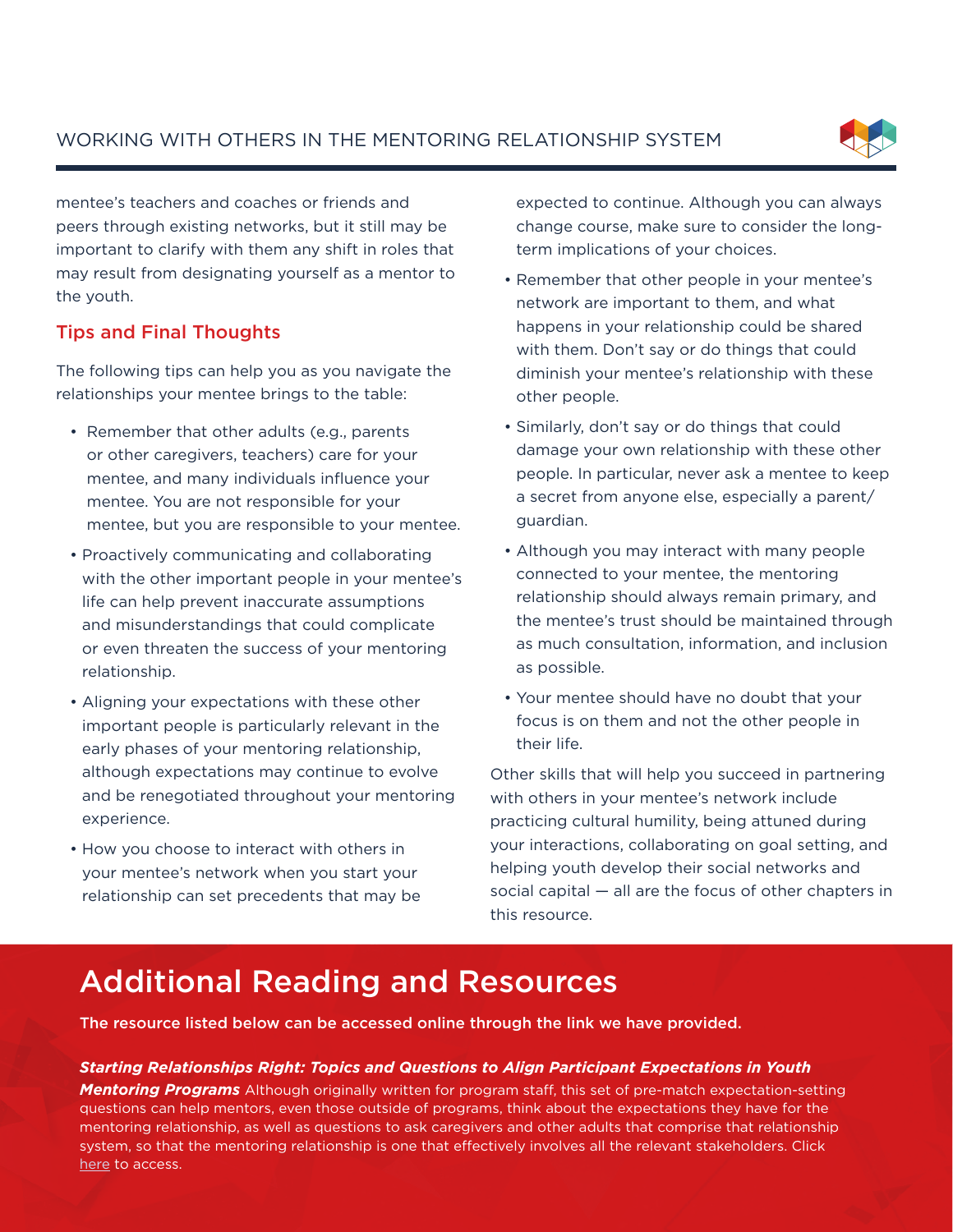mentee's teachers and coaches or friends and peers through existing networks, but it still may be important to clarify with them any shift in roles that may result from designating yourself as a mentor to the youth.

## Tips and Final Thoughts

The following tips can help you as you navigate the relationships your mentee brings to the table:

- Remember that other adults (e.g., parents or other caregivers, teachers) care for your mentee, and many individuals influence your mentee. You are not responsible for your mentee, but you are responsible to your mentee.
- Proactively communicating and collaborating with the other important people in your mentee's life can help prevent inaccurate assumptions and misunderstandings that could complicate or even threaten the success of your mentoring relationship.
- Aligning your expectations with these other important people is particularly relevant in the early phases of your mentoring relationship, although expectations may continue to evolve and be renegotiated throughout your mentoring experience.
- How you choose to interact with others in your mentee's network when you start your relationship can set precedents that may be expected to continue. Although you can always change course, make sure to consider the long-term implications of your choices.
- Remember that other people in your mentee's network are important to them, and what happens in your relationship could be shared with them. Don't say or do things that could diminish your mentee's relationship with these other people.
- Similarly, don't say or do things that could damage your own relationship with these other people. In particular, never ask a mentee to keep a secret from anyone else, especially a parent/guardian.
- Although you may interact with many people connected to your mentee, the mentoring relationship should always remain primary, and the mentee's trust should be maintained through as much consultation, information, and inclusion as possible.
- Your mentee should have no doubt that your focus is on them and not the other people in their life.

Other skills that will help you succeed in partnering with others in your mentee's network include practicing cultural humility, being attuned during your interactions, collaborating on goal setting, and helping youth develop their social networks and social capital — all are the focus of other chapters in this resource.

# Additional Reading and Resources

**The resource listed below can be accessed online through the link we have provided.**

***Starting Relationships Right: Topics and Questions to Align Participant Expectations in Youth Mentoring Programs*** Although originally written for program staff, this set of pre-match expectation-setting questions can help mentors, even those outside of programs, think about the expectations they have for the mentoring relationship, as well as questions to ask caregivers and other adults that comprise that relationship system, so that the mentoring relationship is one that effectively involves all the relevant stakeholders. Click here to access.